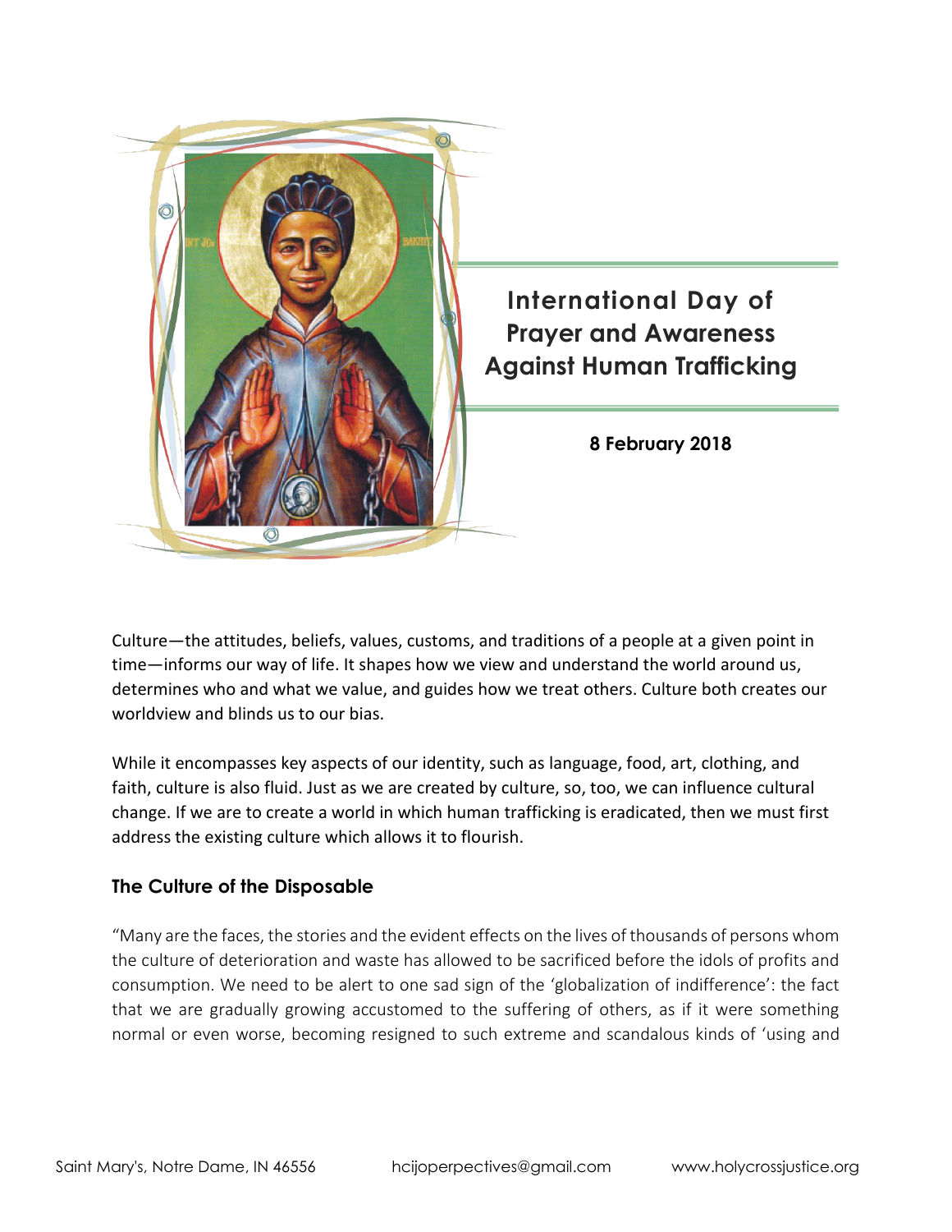# International Day of Prayer and Awareness Against Human Trafficking

**8 February 2018**

Culture—the attitudes, beliefs, values, customs, and traditions of a people at a given point in time—informs our way of life. It shapes how we view and understand the world around us, determines who and what we value, and guides how we treat others. Culture both creates our worldview and blinds us to our bias.

While it encompasses key aspects of our identity, such as language, food, art, clothing, and faith, culture is also fluid. Just as we are created by culture, so, too, we can influence cultural change. If we are to create a world in which human trafficking is eradicated, then we must first address the existing culture which allows it to flourish.

### The Culture of the Disposable

"Many are the faces, the stories and the evident effects on the lives of thousands of persons whom the culture of deterioration and waste has allowed to be sacrificed before the idols of profits and consumption. We need to be alert to one sad sign of the 'globalization of indifference': the fact that we are gradually growing accustomed to the suffering of others, as if it were something normal or even worse, becoming resigned to such extreme and scandalous kinds of 'using and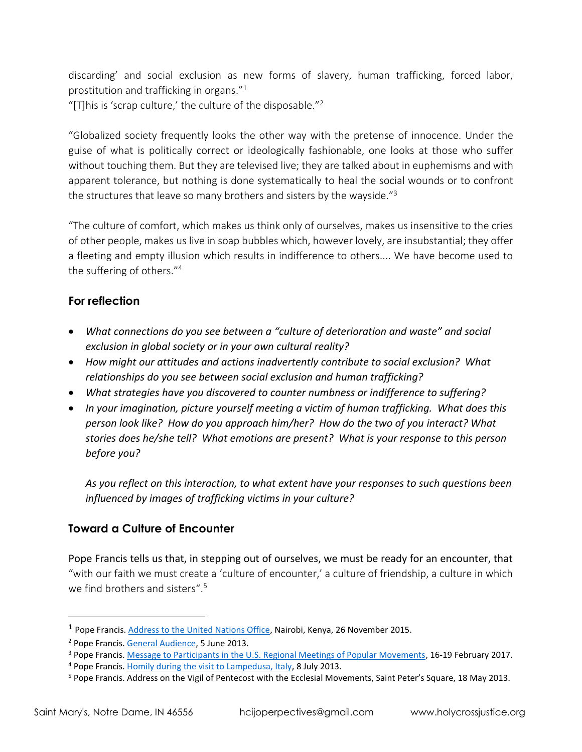discarding' and social exclusion as new forms of slavery, human trafficking, forced labor, prostitution and trafficking in organs."[1]

"[T]his is 'scrap culture,' the culture of the disposable."[2]

"Globalized society frequently looks the other way with the pretense of innocence. Under the guise of what is politically correct or ideologically fashionable, one looks at those who suffer without touching them. But they are televised live; they are talked about in euphemisms and with apparent tolerance, but nothing is done systematically to heal the social wounds or to confront the structures that leave so many brothers and sisters by the wayside."[3]

"The culture of comfort, which makes us think only of ourselves, makes us insensitive to the cries of other people, makes us live in soap bubbles which, however lovely, are insubstantial; they offer a fleeting and empty illusion which results in indifference to others.... We have become used to the suffering of others."[4]

## For reflection

- *What connections do you see between a "culture of deterioration and waste" and social exclusion in global society or in your own cultural reality?*
- *How might our attitudes and actions inadvertently contribute to social exclusion? What relationships do you see between social exclusion and human trafficking?*
- *What strategies have you discovered to counter numbness or indifference to suffering?*
- *In your imagination, picture yourself meeting a victim of human trafficking. What does this person look like? How do you approach him/her? How do the two of you interact? What stories does he/she tell? What emotions are present? What is your response to this person before you?*

  *As you reflect on this interaction, to what extent have your responses to such questions been influenced by images of trafficking victims in your culture?*

## Toward a Culture of Encounter

Pope Francis tells us that, in stepping out of ourselves, we must be ready for an encounter, that "with our faith we must create a 'culture of encounter,' a culture of friendship, a culture in which we find brothers and sisters".[5]

---

[1] Pope Francis. Address to the United Nations Office, Nairobi, Kenya, 26 November 2015.

[2] Pope Francis. General Audience, 5 June 2013.

[3] Pope Francis. Message to Participants in the U.S. Regional Meetings of Popular Movements, 16-19 February 2017.

[4] Pope Francis. Homily during the visit to Lampedusa, Italy, 8 July 2013.

[5] Pope Francis. Address on the Vigil of Pentecost with the Ecclesial Movements, Saint Peter's Square, 18 May 2013.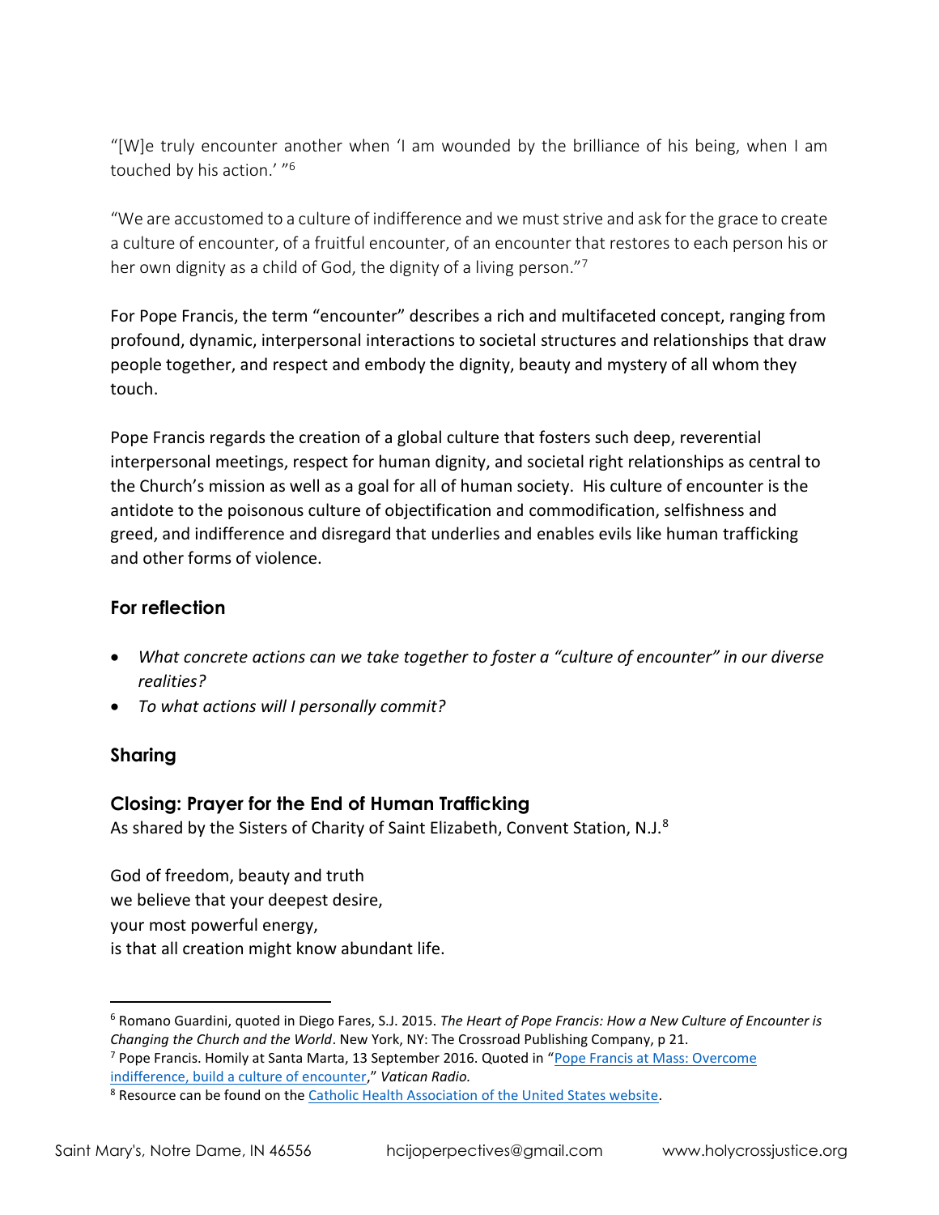"[W]e truly encounter another when 'I am wounded by the brilliance of his being, when I am touched by his action.' "[6]

"We are accustomed to a culture of indifference and we must strive and ask for the grace to create a culture of encounter, of a fruitful encounter, of an encounter that restores to each person his or her own dignity as a child of God, the dignity of a living person."[7]

For Pope Francis, the term "encounter" describes a rich and multifaceted concept, ranging from profound, dynamic, interpersonal interactions to societal structures and relationships that draw people together, and respect and embody the dignity, beauty and mystery of all whom they touch.

Pope Francis regards the creation of a global culture that fosters such deep, reverential interpersonal meetings, respect for human dignity, and societal right relationships as central to the Church's mission as well as a goal for all of human society. His culture of encounter is the antidote to the poisonous culture of objectification and commodification, selfishness and greed, and indifference and disregard that underlies and enables evils like human trafficking and other forms of violence.

## For reflection

- *What concrete actions can we take together to foster a "culture of encounter" in our diverse realities?*
- *To what actions will I personally commit?*

## Sharing

## Closing: Prayer for the End of Human Trafficking

As shared by the Sisters of Charity of Saint Elizabeth, Convent Station, N.J.[8]

God of freedom, beauty and truth
we believe that your deepest desire,
your most powerful energy,
is that all creation might know abundant life.

---

[6] Romano Guardini, quoted in Diego Fares, S.J. 2015. *The Heart of Pope Francis: How a New Culture of Encounter is Changing the Church and the World*. New York, NY: The Crossroad Publishing Company, p 21.

[7] Pope Francis. Homily at Santa Marta, 13 September 2016. Quoted in "Pope Francis at Mass: Overcome indifference, build a culture of encounter," *Vatican Radio.*

[8] Resource can be found on the Catholic Health Association of the United States website.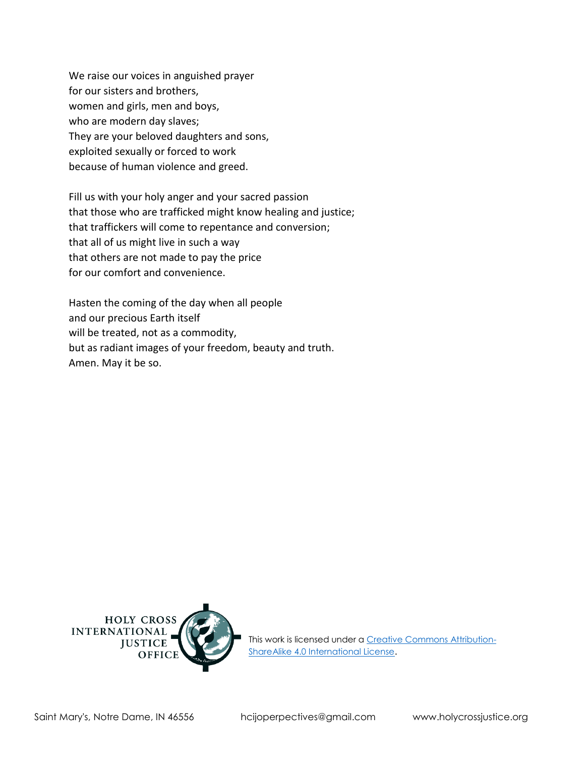We raise our voices in anguished prayer
for our sisters and brothers,
women and girls, men and boys,
who are modern day slaves;
They are your beloved daughters and sons,
exploited sexually or forced to work
because of human violence and greed.

Fill us with your holy anger and your sacred passion
that those who are trafficked might know healing and justice;
that traffickers will come to repentance and conversion;
that all of us might live in such a way
that others are not made to pay the price
for our comfort and convenience.

Hasten the coming of the day when all people
and our precious Earth itself
will be treated, not as a commodity,
but as radiant images of your freedom, beauty and truth.
Amen. May it be so.

HOLY CROSS INTERNATIONAL JUSTICE OFFICE

This work is licensed under a [Creative Commons Attribution-ShareAlike 4.0 International License](https://creativecommons.org/licenses/by-sa/4.0/).

Saint Mary's, Notre Dame, IN 46556 hcijoperpectives@gmail.com www.holycrossjustice.org